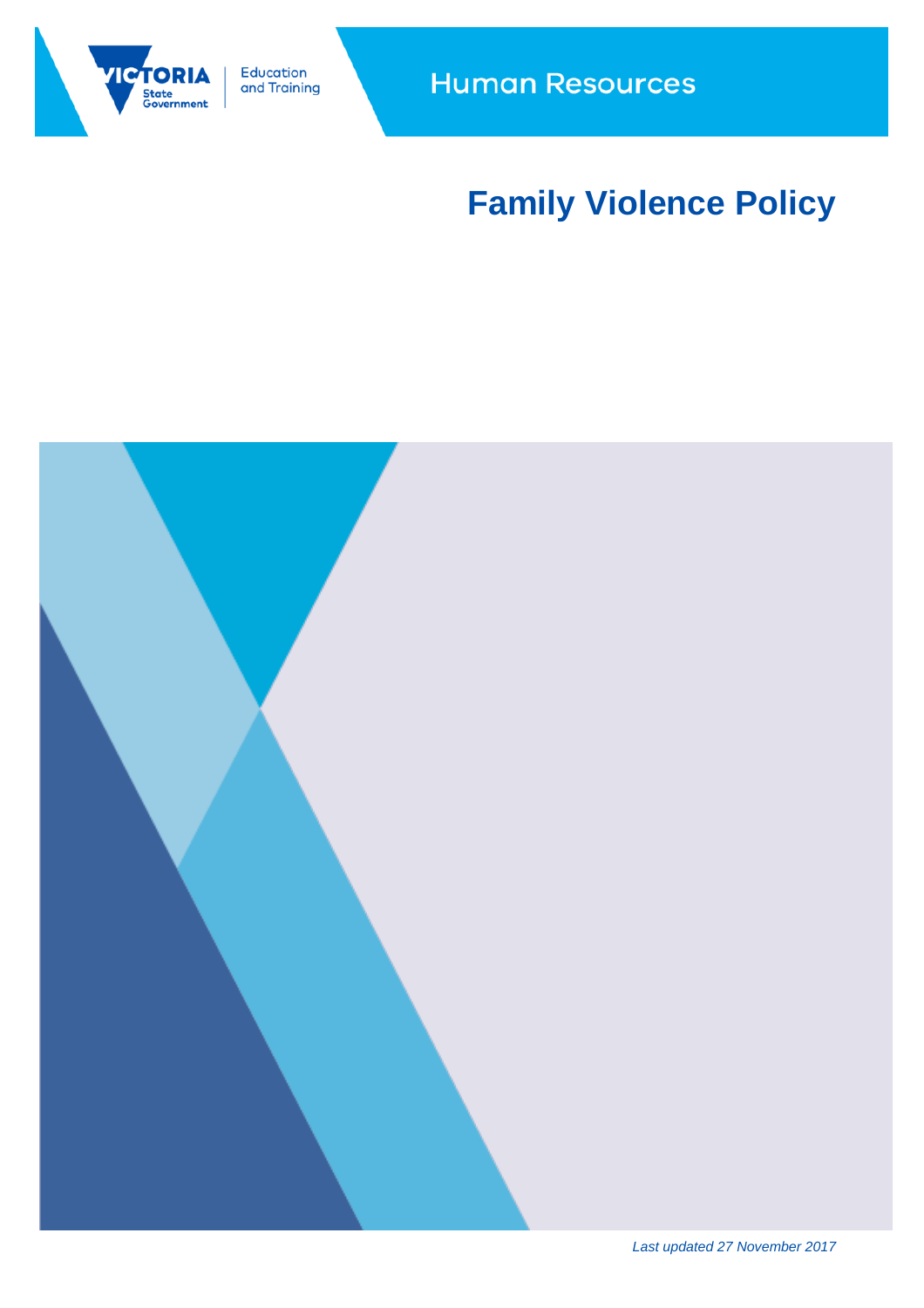Education and Training

Human Resources

# Family Violence Policy

*Last updated 27 November 2017*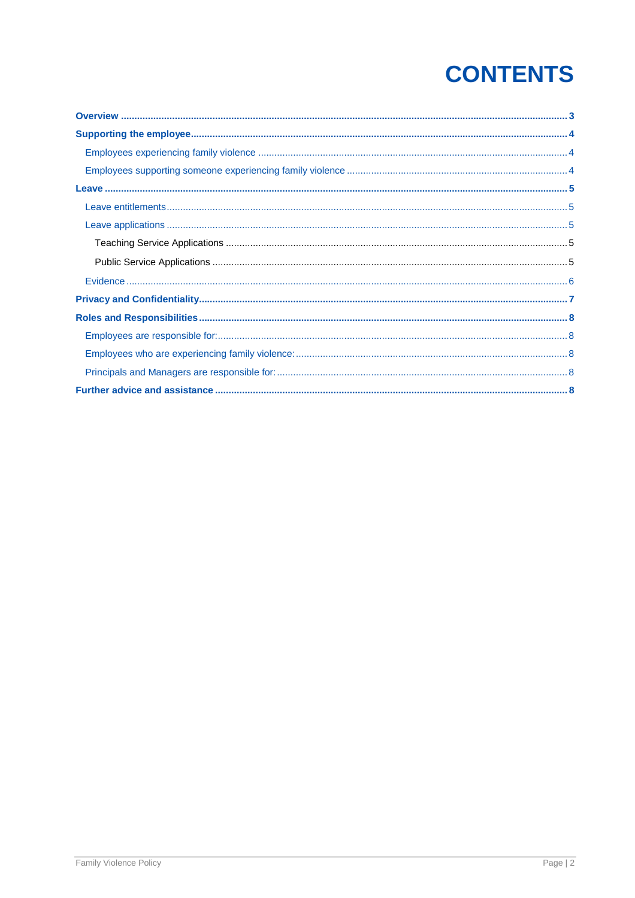# CONTENTS

- **Overview** ..... 3
- **Supporting the employee** ..... 4
  - Employees experiencing family violence ..... 4
  - Employees supporting someone experiencing family violence ..... 4
- **Leave** ..... 5
  - Leave entitlements ..... 5
  - Leave applications ..... 5
    - Teaching Service Applications ..... 5
    - Public Service Applications ..... 5
  - Evidence ..... 6
- **Privacy and Confidentiality** ..... 7
- **Roles and Responsibilities** ..... 8
  - Employees are responsible for: ..... 8
  - Employees who are experiencing family violence: ..... 8
  - Principals and Managers are responsible for: ..... 8
- **Further advice and assistance** ..... 8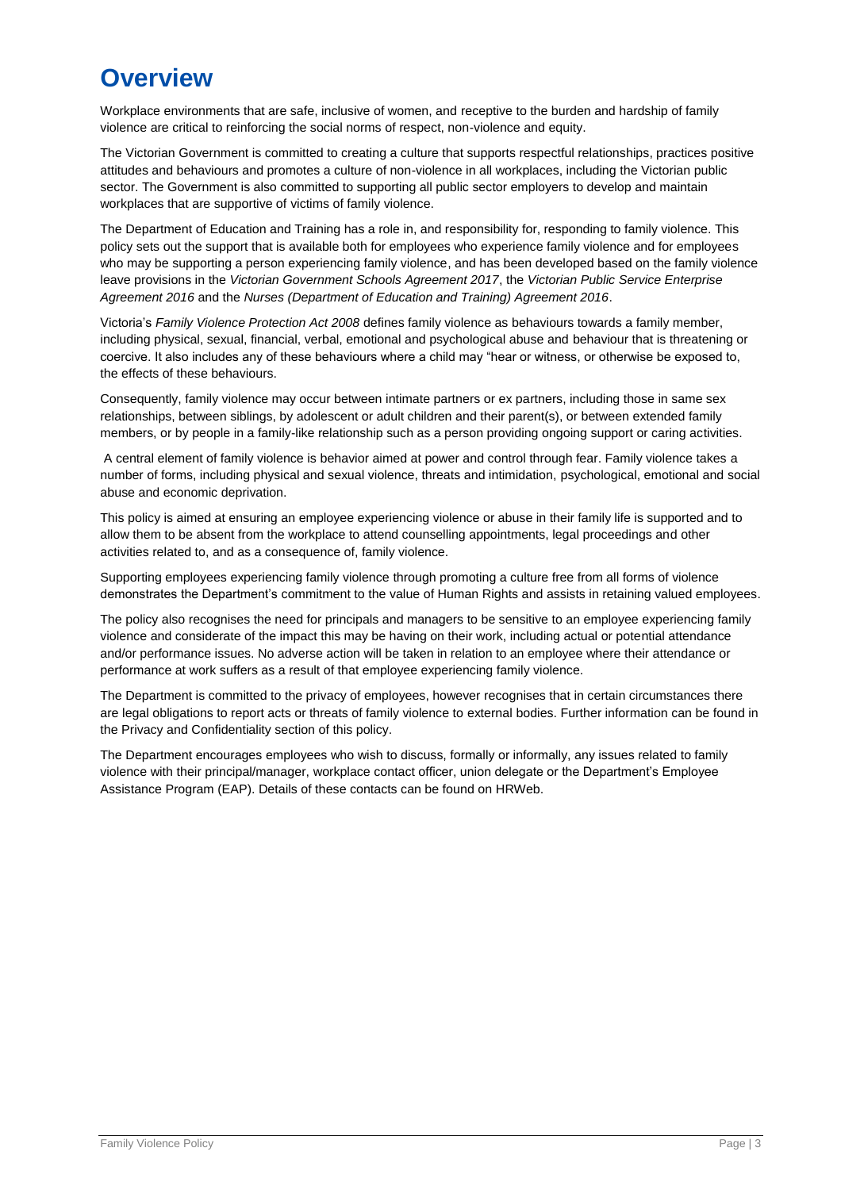# Overview

Workplace environments that are safe, inclusive of women, and receptive to the burden and hardship of family violence are critical to reinforcing the social norms of respect, non-violence and equity.

The Victorian Government is committed to creating a culture that supports respectful relationships, practices positive attitudes and behaviours and promotes a culture of non-violence in all workplaces, including the Victorian public sector. The Government is also committed to supporting all public sector employers to develop and maintain workplaces that are supportive of victims of family violence.

The Department of Education and Training has a role in, and responsibility for, responding to family violence. This policy sets out the support that is available both for employees who experience family violence and for employees who may be supporting a person experiencing family violence, and has been developed based on the family violence leave provisions in the *Victorian Government Schools Agreement 2017*, the *Victorian Public Service Enterprise Agreement 2016* and the *Nurses (Department of Education and Training) Agreement 2016*.

Victoria's *Family Violence Protection Act 2008* defines family violence as behaviours towards a family member, including physical, sexual, financial, verbal, emotional and psychological abuse and behaviour that is threatening or coercive. It also includes any of these behaviours where a child may "hear or witness, or otherwise be exposed to, the effects of these behaviours.

Consequently, family violence may occur between intimate partners or ex partners, including those in same sex relationships, between siblings, by adolescent or adult children and their parent(s), or between extended family members, or by people in a family-like relationship such as a person providing ongoing support or caring activities.

A central element of family violence is behavior aimed at power and control through fear. Family violence takes a number of forms, including physical and sexual violence, threats and intimidation, psychological, emotional and social abuse and economic deprivation.

This policy is aimed at ensuring an employee experiencing violence or abuse in their family life is supported and to allow them to be absent from the workplace to attend counselling appointments, legal proceedings and other activities related to, and as a consequence of, family violence.

Supporting employees experiencing family violence through promoting a culture free from all forms of violence demonstrates the Department's commitment to the value of Human Rights and assists in retaining valued employees.

The policy also recognises the need for principals and managers to be sensitive to an employee experiencing family violence and considerate of the impact this may be having on their work, including actual or potential attendance and/or performance issues. No adverse action will be taken in relation to an employee where their attendance or performance at work suffers as a result of that employee experiencing family violence.

The Department is committed to the privacy of employees, however recognises that in certain circumstances there are legal obligations to report acts or threats of family violence to external bodies. Further information can be found in the Privacy and Confidentiality section of this policy.

The Department encourages employees who wish to discuss, formally or informally, any issues related to family violence with their principal/manager, workplace contact officer, union delegate or the Department's Employee Assistance Program (EAP). Details of these contacts can be found on HRWeb.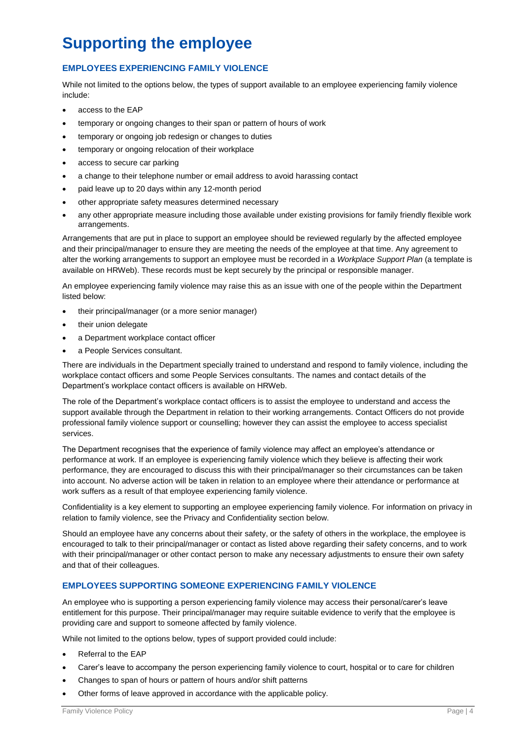# Supporting the employee

### EMPLOYEES EXPERIENCING FAMILY VIOLENCE

While not limited to the options below, the types of support available to an employee experiencing family violence include:

- access to the EAP
- temporary or ongoing changes to their span or pattern of hours of work
- temporary or ongoing job redesign or changes to duties
- temporary or ongoing relocation of their workplace
- access to secure car parking
- a change to their telephone number or email address to avoid harassing contact
- paid leave up to 20 days within any 12-month period
- other appropriate safety measures determined necessary
- any other appropriate measure including those available under existing provisions for family friendly flexible work arrangements.

Arrangements that are put in place to support an employee should be reviewed regularly by the affected employee and their principal/manager to ensure they are meeting the needs of the employee at that time. Any agreement to alter the working arrangements to support an employee must be recorded in a *Workplace Support Plan* (a template is available on HRWeb). These records must be kept securely by the principal or responsible manager.

An employee experiencing family violence may raise this as an issue with one of the people within the Department listed below:

- their principal/manager (or a more senior manager)
- their union delegate
- a Department workplace contact officer
- a People Services consultant.

There are individuals in the Department specially trained to understand and respond to family violence, including the workplace contact officers and some People Services consultants. The names and contact details of the Department's workplace contact officers is available on HRWeb.

The role of the Department's workplace contact officers is to assist the employee to understand and access the support available through the Department in relation to their working arrangements. Contact Officers do not provide professional family violence support or counselling; however they can assist the employee to access specialist services.

The Department recognises that the experience of family violence may affect an employee's attendance or performance at work. If an employee is experiencing family violence which they believe is affecting their work performance, they are encouraged to discuss this with their principal/manager so their circumstances can be taken into account. No adverse action will be taken in relation to an employee where their attendance or performance at work suffers as a result of that employee experiencing family violence.

Confidentiality is a key element to supporting an employee experiencing family violence. For information on privacy in relation to family violence, see the Privacy and Confidentiality section below.

Should an employee have any concerns about their safety, or the safety of others in the workplace, the employee is encouraged to talk to their principal/manager or contact as listed above regarding their safety concerns, and to work with their principal/manager or other contact person to make any necessary adjustments to ensure their own safety and that of their colleagues.

### EMPLOYEES SUPPORTING SOMEONE EXPERIENCING FAMILY VIOLENCE

An employee who is supporting a person experiencing family violence may access their personal/carer's leave entitlement for this purpose. Their principal/manager may require suitable evidence to verify that the employee is providing care and support to someone affected by family violence.

While not limited to the options below, types of support provided could include:

- Referral to the EAP
- Carer's leave to accompany the person experiencing family violence to court, hospital or to care for children
- Changes to span of hours or pattern of hours and/or shift patterns
- Other forms of leave approved in accordance with the applicable policy.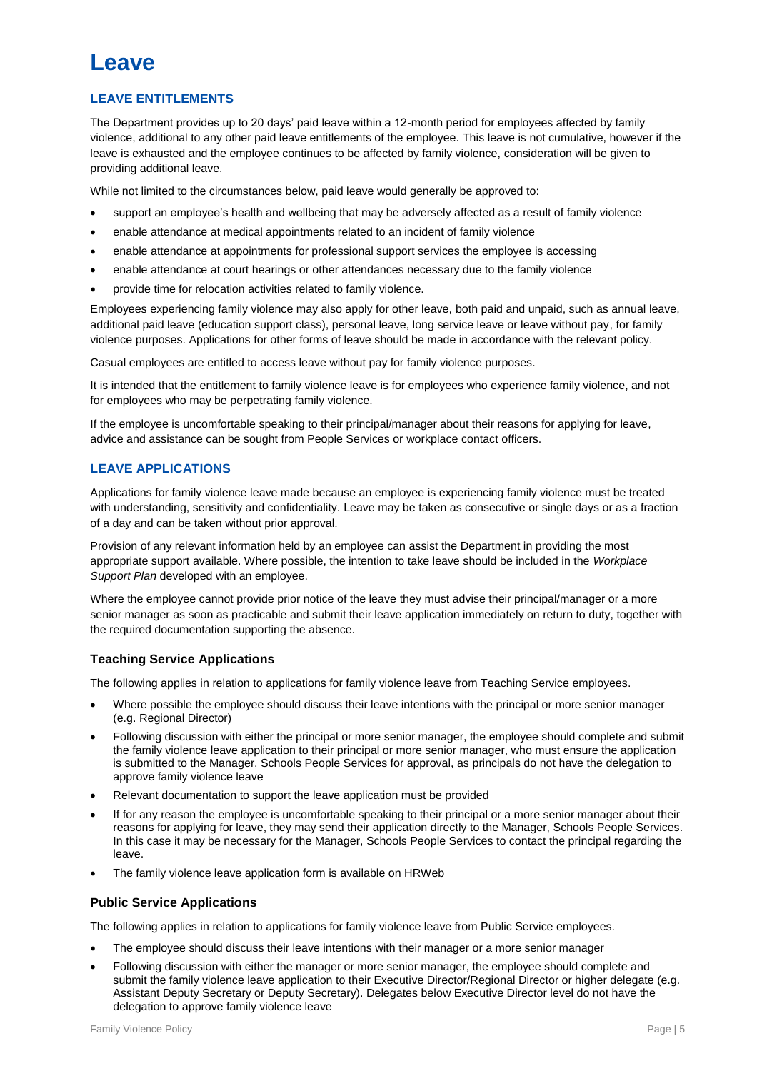# Leave

## LEAVE ENTITLEMENTS

The Department provides up to 20 days' paid leave within a 12-month period for employees affected by family violence, additional to any other paid leave entitlements of the employee. This leave is not cumulative, however if the leave is exhausted and the employee continues to be affected by family violence, consideration will be given to providing additional leave.

While not limited to the circumstances below, paid leave would generally be approved to:

- support an employee's health and wellbeing that may be adversely affected as a result of family violence
- enable attendance at medical appointments related to an incident of family violence
- enable attendance at appointments for professional support services the employee is accessing
- enable attendance at court hearings or other attendances necessary due to the family violence
- provide time for relocation activities related to family violence.

Employees experiencing family violence may also apply for other leave, both paid and unpaid, such as annual leave, additional paid leave (education support class), personal leave, long service leave or leave without pay, for family violence purposes. Applications for other forms of leave should be made in accordance with the relevant policy.

Casual employees are entitled to access leave without pay for family violence purposes.

It is intended that the entitlement to family violence leave is for employees who experience family violence, and not for employees who may be perpetrating family violence.

If the employee is uncomfortable speaking to their principal/manager about their reasons for applying for leave, advice and assistance can be sought from People Services or workplace contact officers.

## LEAVE APPLICATIONS

Applications for family violence leave made because an employee is experiencing family violence must be treated with understanding, sensitivity and confidentiality. Leave may be taken as consecutive or single days or as a fraction of a day and can be taken without prior approval.

Provision of any relevant information held by an employee can assist the Department in providing the most appropriate support available. Where possible, the intention to take leave should be included in the *Workplace Support Plan* developed with an employee.

Where the employee cannot provide prior notice of the leave they must advise their principal/manager or a more senior manager as soon as practicable and submit their leave application immediately on return to duty, together with the required documentation supporting the absence.

### Teaching Service Applications

The following applies in relation to applications for family violence leave from Teaching Service employees.

- Where possible the employee should discuss their leave intentions with the principal or more senior manager (e.g. Regional Director)
- Following discussion with either the principal or more senior manager, the employee should complete and submit the family violence leave application to their principal or more senior manager, who must ensure the application is submitted to the Manager, Schools People Services for approval, as principals do not have the delegation to approve family violence leave
- Relevant documentation to support the leave application must be provided
- If for any reason the employee is uncomfortable speaking to their principal or a more senior manager about their reasons for applying for leave, they may send their application directly to the Manager, Schools People Services. In this case it may be necessary for the Manager, Schools People Services to contact the principal regarding the leave.
- The family violence leave application form is available on HRWeb

### Public Service Applications

The following applies in relation to applications for family violence leave from Public Service employees.

- The employee should discuss their leave intentions with their manager or a more senior manager
- Following discussion with either the manager or more senior manager, the employee should complete and submit the family violence leave application to their Executive Director/Regional Director or higher delegate (e.g. Assistant Deputy Secretary or Deputy Secretary). Delegates below Executive Director level do not have the delegation to approve family violence leave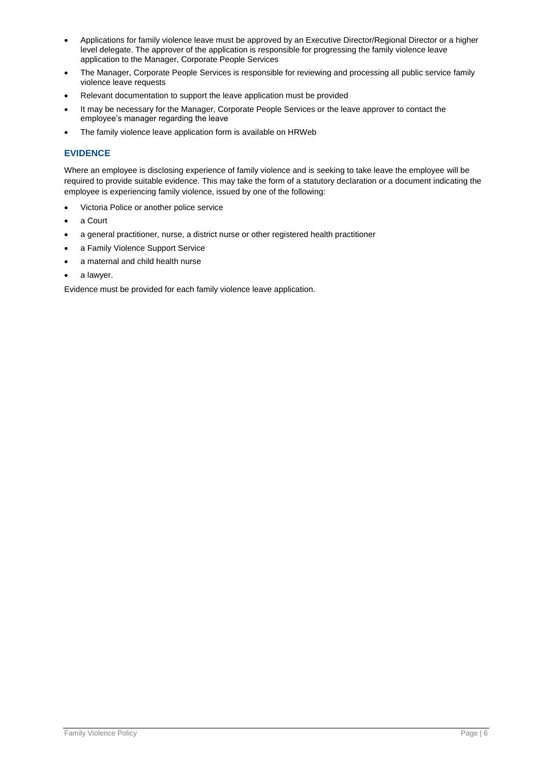- Applications for family violence leave must be approved by an Executive Director/Regional Director or a higher level delegate. The approver of the application is responsible for progressing the family violence leave application to the Manager, Corporate People Services
- The Manager, Corporate People Services is responsible for reviewing and processing all public service family violence leave requests
- Relevant documentation to support the leave application must be provided
- It may be necessary for the Manager, Corporate People Services or the leave approver to contact the employee's manager regarding the leave
- The family violence leave application form is available on HRWeb

## EVIDENCE

Where an employee is disclosing experience of family violence and is seeking to take leave the employee will be required to provide suitable evidence. This may take the form of a statutory declaration or a document indicating the employee is experiencing family violence, issued by one of the following:

- Victoria Police or another police service
- a Court
- a general practitioner, nurse, a district nurse or other registered health practitioner
- a Family Violence Support Service
- a maternal and child health nurse
- a lawyer.

Evidence must be provided for each family violence leave application.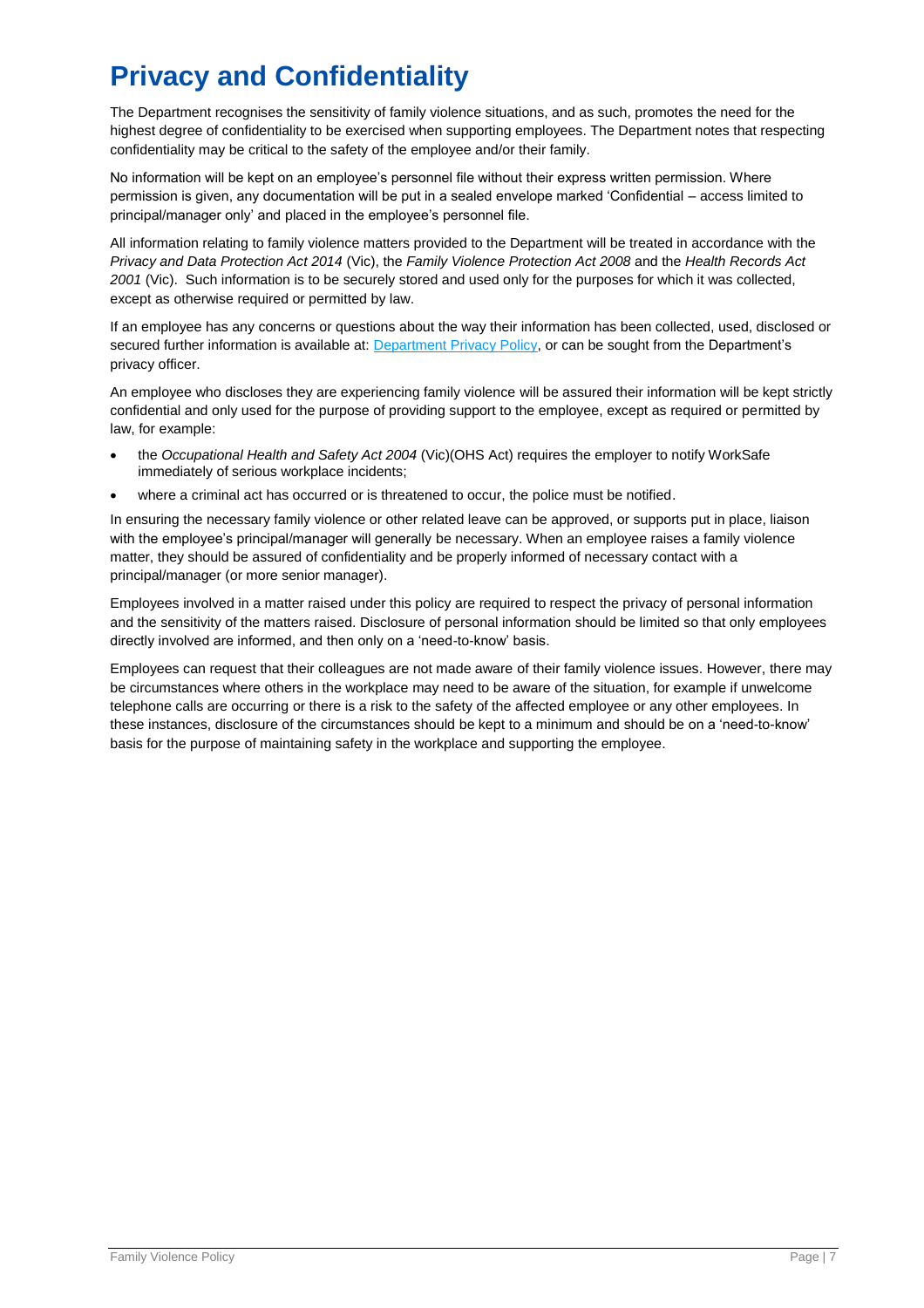# Privacy and Confidentiality

The Department recognises the sensitivity of family violence situations, and as such, promotes the need for the highest degree of confidentiality to be exercised when supporting employees. The Department notes that respecting confidentiality may be critical to the safety of the employee and/or their family.

No information will be kept on an employee's personnel file without their express written permission. Where permission is given, any documentation will be put in a sealed envelope marked 'Confidential – access limited to principal/manager only' and placed in the employee's personnel file.

All information relating to family violence matters provided to the Department will be treated in accordance with the *Privacy and Data Protection Act 2014* (Vic), the *Family Violence Protection Act 2008* and the *Health Records Act 2001* (Vic). Such information is to be securely stored and used only for the purposes for which it was collected, except as otherwise required or permitted by law.

If an employee has any concerns or questions about the way their information has been collected, used, disclosed or secured further information is available at: [Department Privacy Policy](), or can be sought from the Department's privacy officer.

An employee who discloses they are experiencing family violence will be assured their information will be kept strictly confidential and only used for the purpose of providing support to the employee, except as required or permitted by law, for example:

- the *Occupational Health and Safety Act 2004* (Vic)(OHS Act) requires the employer to notify WorkSafe immediately of serious workplace incidents;
- where a criminal act has occurred or is threatened to occur, the police must be notified.

In ensuring the necessary family violence or other related leave can be approved, or supports put in place, liaison with the employee's principal/manager will generally be necessary. When an employee raises a family violence matter, they should be assured of confidentiality and be properly informed of necessary contact with a principal/manager (or more senior manager).

Employees involved in a matter raised under this policy are required to respect the privacy of personal information and the sensitivity of the matters raised. Disclosure of personal information should be limited so that only employees directly involved are informed, and then only on a 'need-to-know' basis.

Employees can request that their colleagues are not made aware of their family violence issues. However, there may be circumstances where others in the workplace may need to be aware of the situation, for example if unwelcome telephone calls are occurring or there is a risk to the safety of the affected employee or any other employees. In these instances, disclosure of the circumstances should be kept to a minimum and should be on a 'need-to-know' basis for the purpose of maintaining safety in the workplace and supporting the employee.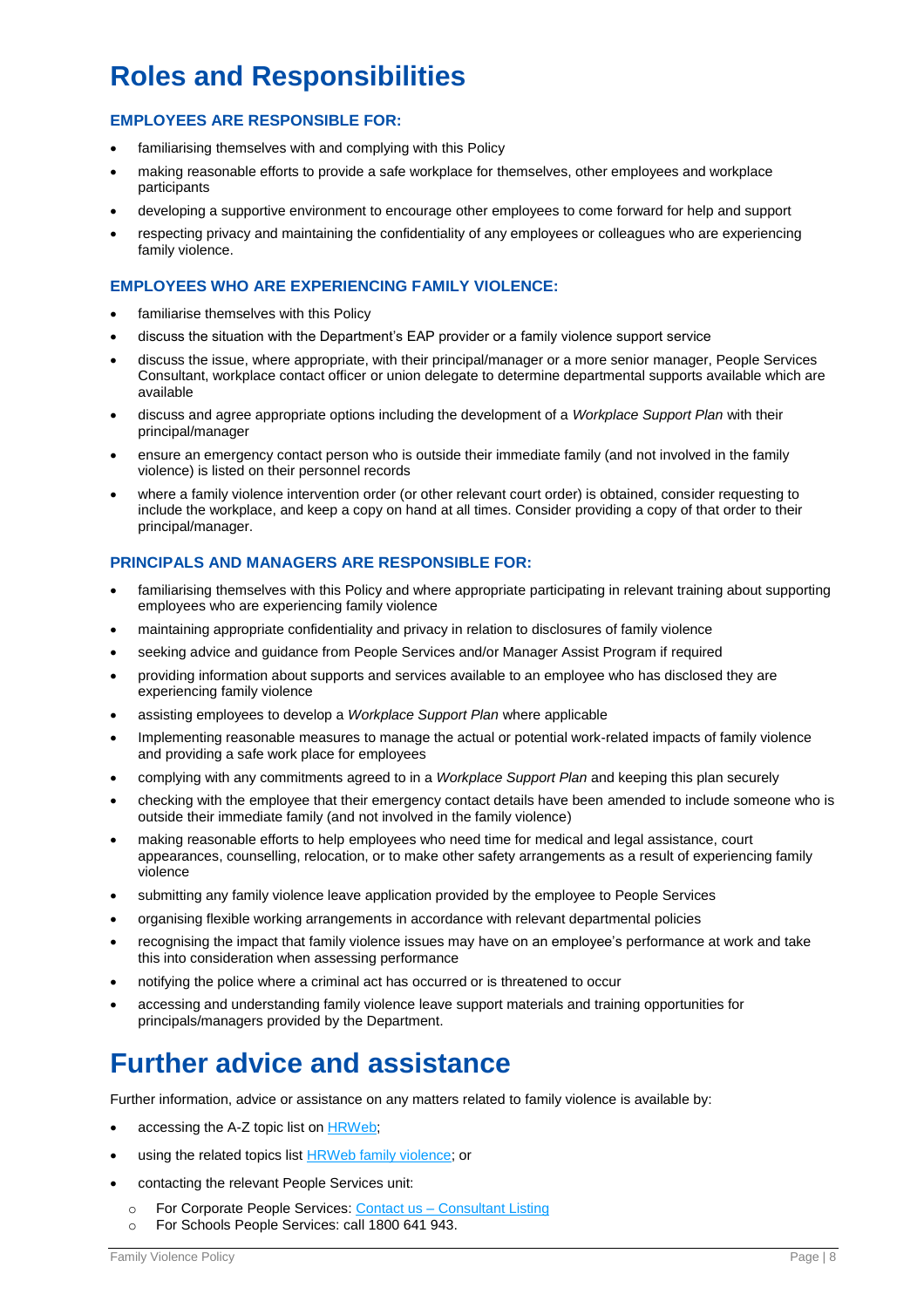# Roles and Responsibilities

### EMPLOYEES ARE RESPONSIBLE FOR:

- familiarising themselves with and complying with this Policy
- making reasonable efforts to provide a safe workplace for themselves, other employees and workplace participants
- developing a supportive environment to encourage other employees to come forward for help and support
- respecting privacy and maintaining the confidentiality of any employees or colleagues who are experiencing family violence.

### EMPLOYEES WHO ARE EXPERIENCING FAMILY VIOLENCE:

- familiarise themselves with this Policy
- discuss the situation with the Department's EAP provider or a family violence support service
- discuss the issue, where appropriate, with their principal/manager or a more senior manager, People Services Consultant, workplace contact officer or union delegate to determine departmental supports available which are available
- discuss and agree appropriate options including the development of a *Workplace Support Plan* with their principal/manager
- ensure an emergency contact person who is outside their immediate family (and not involved in the family violence) is listed on their personnel records
- where a family violence intervention order (or other relevant court order) is obtained, consider requesting to include the workplace, and keep a copy on hand at all times. Consider providing a copy of that order to their principal/manager.

### PRINCIPALS AND MANAGERS ARE RESPONSIBLE FOR:

- familiarising themselves with this Policy and where appropriate participating in relevant training about supporting employees who are experiencing family violence
- maintaining appropriate confidentiality and privacy in relation to disclosures of family violence
- seeking advice and guidance from People Services and/or Manager Assist Program if required
- providing information about supports and services available to an employee who has disclosed they are experiencing family violence
- assisting employees to develop a *Workplace Support Plan* where applicable
- Implementing reasonable measures to manage the actual or potential work-related impacts of family violence and providing a safe work place for employees
- complying with any commitments agreed to in a *Workplace Support Plan* and keeping this plan securely
- checking with the employee that their emergency contact details have been amended to include someone who is outside their immediate family (and not involved in the family violence)
- making reasonable efforts to help employees who need time for medical and legal assistance, court appearances, counselling, relocation, or to make other safety arrangements as a result of experiencing family violence
- submitting any family violence leave application provided by the employee to People Services
- organising flexible working arrangements in accordance with relevant departmental policies
- recognising the impact that family violence issues may have on an employee's performance at work and take this into consideration when assessing performance
- notifying the police where a criminal act has occurred or is threatened to occur
- accessing and understanding family violence leave support materials and training opportunities for principals/managers provided by the Department.

# Further advice and assistance

Further information, advice or assistance on any matters related to family violence is available by:

- accessing the A-Z topic list on HRWeb;
- using the related topics list HRWeb family violence; or
- contacting the relevant People Services unit:
  - For Corporate People Services: Contact us – Consultant Listing
  - For Schools People Services: call 1800 641 943.